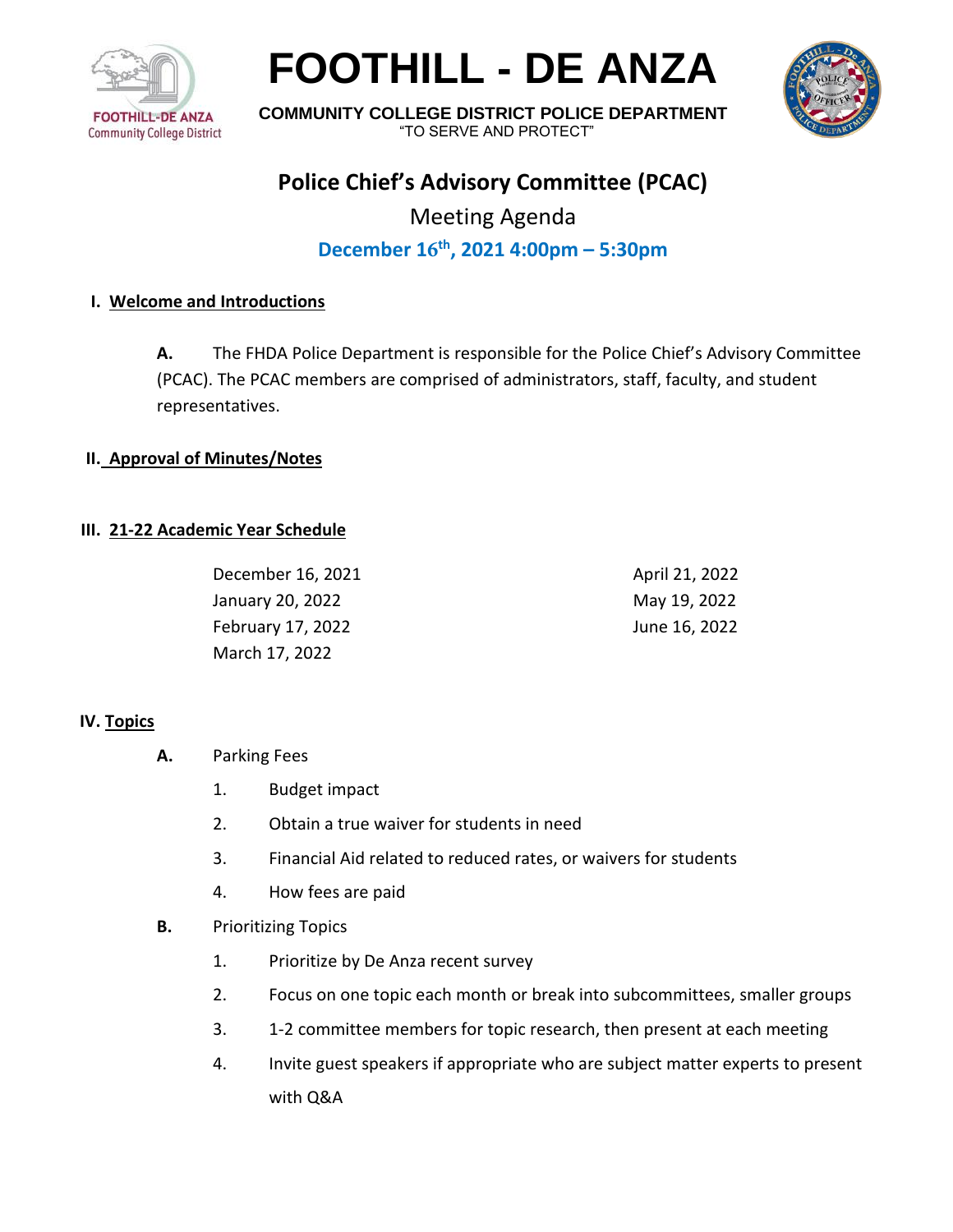# FOOTHILL - DE ANZA

**COMMUNITY COLLEGE DISTRICT POLICE DEPARTMENT**

"TO SERVE AND PROTECT"

## Police Chief's Advisory Committee (PCAC)

Meeting Agenda

**December 16th, 2021 4:00pm – 5:30pm**

### I. Welcome and Introductions

**A.** The FHDA Police Department is responsible for the Police Chief's Advisory Committee (PCAC). The PCAC members are comprised of administrators, staff, faculty, and student representatives.

### II. Approval of Minutes/Notes

### III. 21-22 Academic Year Schedule

December 16, 2021
January 20, 2022
February 17, 2022
March 17, 2022
April 21, 2022
May 19, 2022
June 16, 2022

### IV. Topics

**A.** Parking Fees

1. Budget impact
2. Obtain a true waiver for students in need
3. Financial Aid related to reduced rates, or waivers for students
4. How fees are paid

**B.** Prioritizing Topics

1. Prioritize by De Anza recent survey
2. Focus on one topic each month or break into subcommittees, smaller groups
3. 1-2 committee members for topic research, then present at each meeting
4. Invite guest speakers if appropriate who are subject matter experts to present with Q&A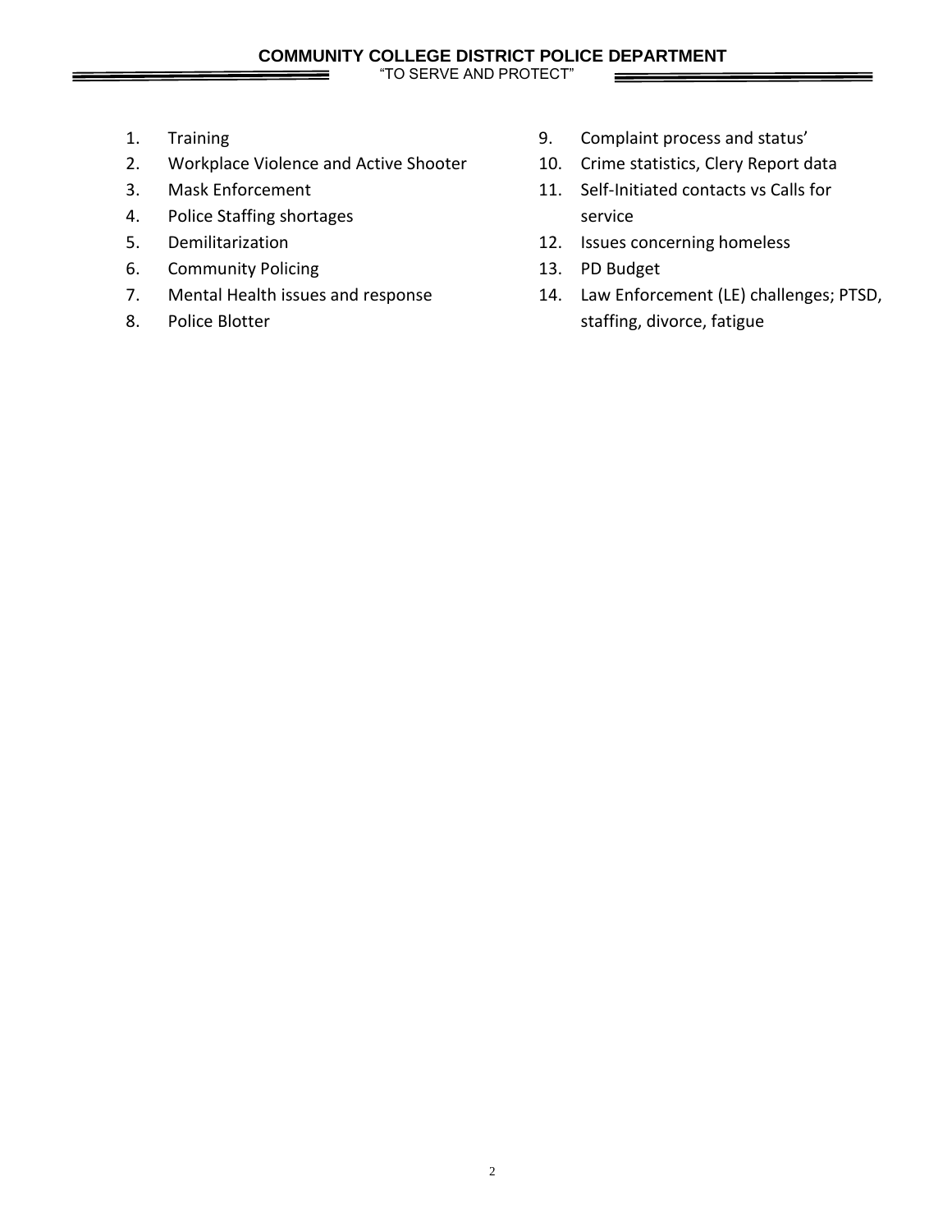1. Training
2. Workplace Violence and Active Shooter
3. Mask Enforcement
4. Police Staffing shortages
5. Demilitarization
6. Community Policing
7. Mental Health issues and response
8. Police Blotter
9. Complaint process and status'
10. Crime statistics, Clery Report data
11. Self-Initiated contacts vs Calls for service
12. Issues concerning homeless
13. PD Budget
14. Law Enforcement (LE) challenges; PTSD, staffing, divorce, fatigue